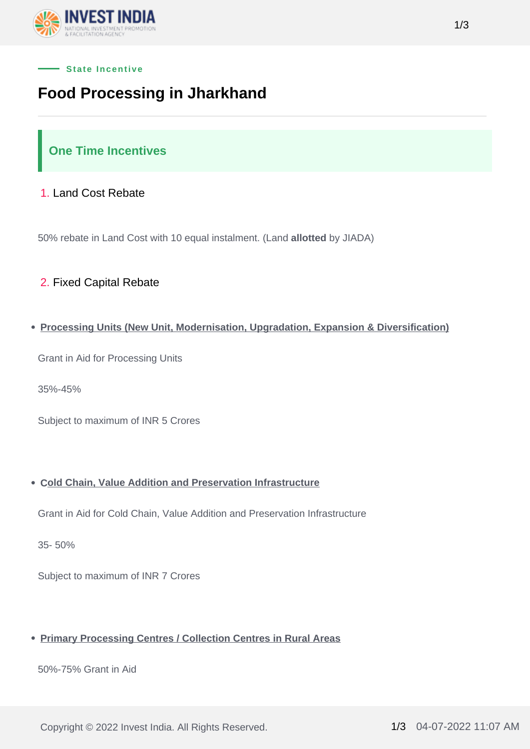State Incentive

# Food Processing in Jharkhand

## One Time Incentives

1. Land Cost Rebate

50% rebate in Land Cost with 10 equal instalment. (Land **allotted** by JIADA)

2. Fixed Capital Rebate

- **Processing Units (New Unit, Modernisation, Upgradation, Expansion & Diversification)**

Grant in Aid for Processing Units

35%-45%

Subject to maximum of INR 5 Crores

- **Cold Chain, Value Addition and Preservation Infrastructure**

Grant in Aid for Cold Chain, Value Addition and Preservation Infrastructure

35- 50%

Subject to maximum of INR 7 Crores

- **Primary Processing Centres / Collection Centres in Rural Areas**

50%-75% Grant in Aid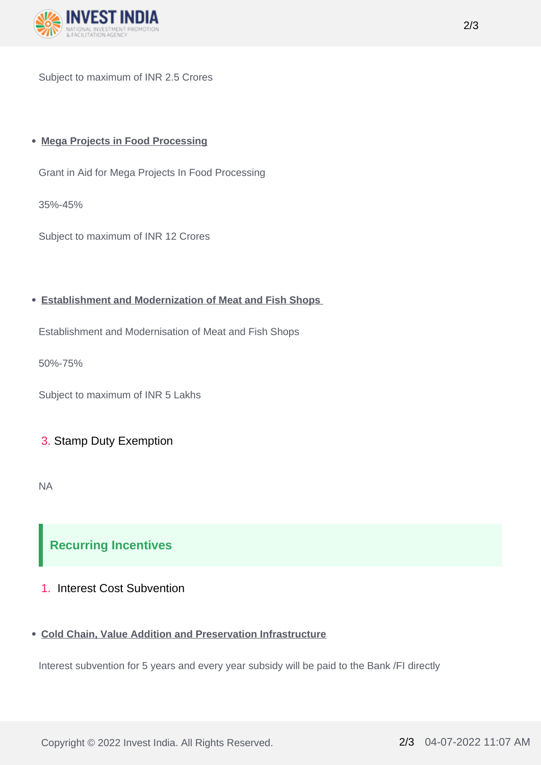Subject to maximum of INR 2.5 Crores

- **Mega Projects in Food Processing**

Grant in Aid for Mega Projects In Food Processing

35%-45%

Subject to maximum of INR 12 Crores

- **Establishment and Modernization of Meat and Fish Shops**

Establishment and Modernisation of Meat and Fish Shops

50%-75%

Subject to maximum of INR 5 Lakhs

3. Stamp Duty Exemption

NA

## Recurring Incentives

1. Interest Cost Subvention

- **Cold Chain, Value Addition and Preservation Infrastructure**

Interest subvention for 5 years and every year subsidy will be paid to the Bank /FI directly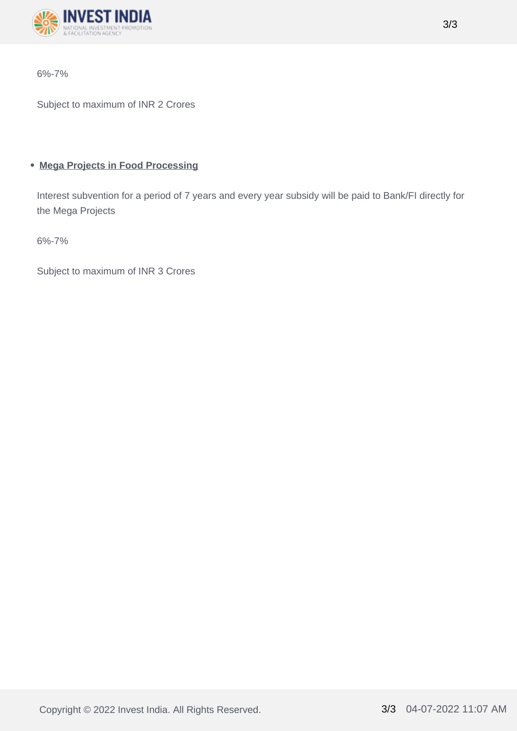6%-7%

Subject to maximum of INR 2 Crores

- **Mega Projects in Food Processing**

Interest subvention for a period of 7 years and every year subsidy will be paid to Bank/FI directly for the Mega Projects

6%-7%

Subject to maximum of INR 3 Crores